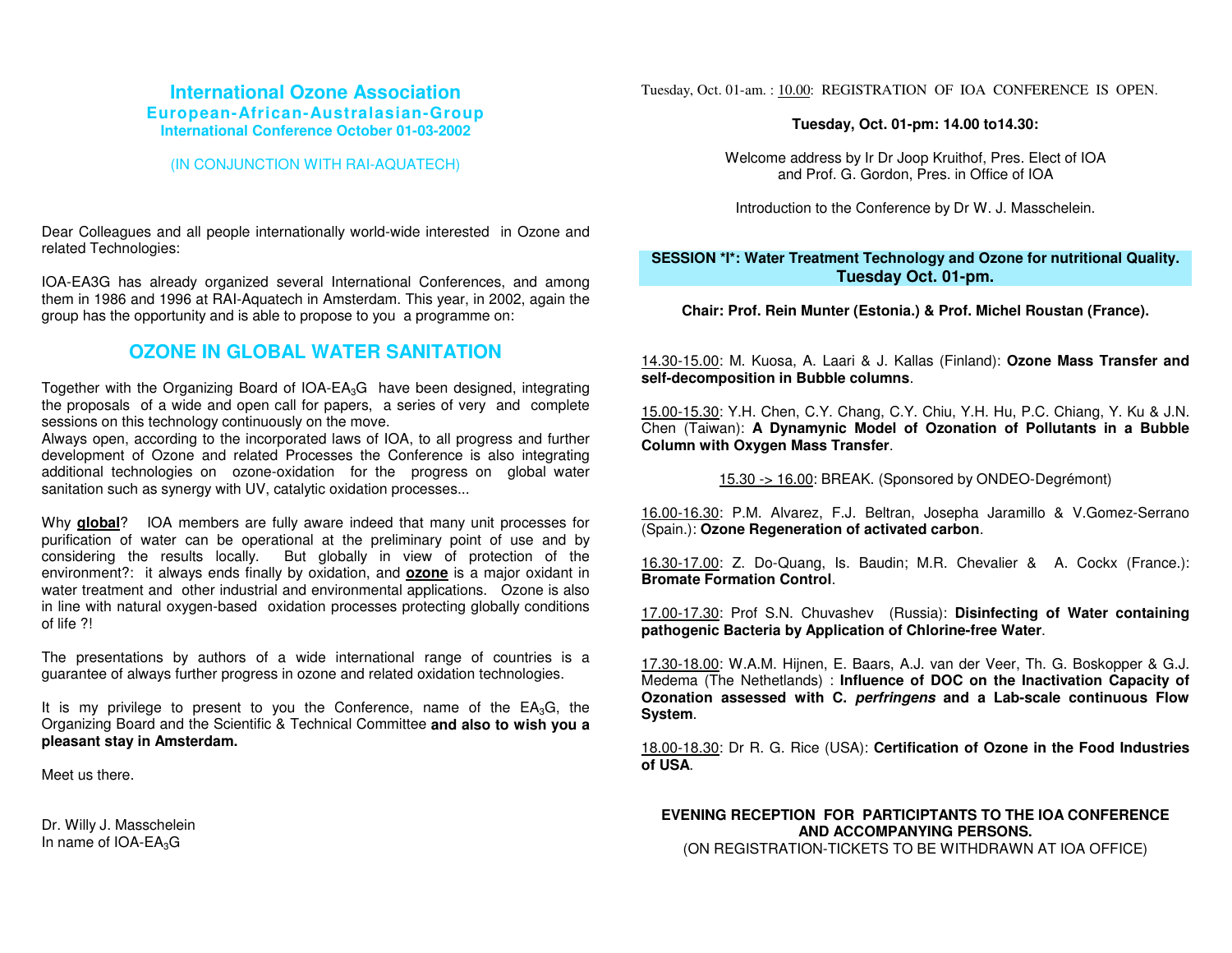# International Ozone Association

## European-African-Australasian-Group

### International Conference October 01-03-2002

(IN CONJUNCTION WITH RAI-AQUATECH)

Dear Colleagues and all people internationally world-wide interested in Ozone and related Technologies:

IOA-EA3G has already organized several International Conferences, and among them in 1986 and 1996 at RAI-Aquatech in Amsterdam. This year, in 2002, again the group has the opportunity and is able to propose to you a programme on:

## OZONE IN GLOBAL WATER SANITATION

Together with the Organizing Board of IOA-$EA_3G$ have been designed, integrating the proposals of a wide and open call for papers, a series of very and complete sessions on this technology continuously on the move.
Always open, according to the incorporated laws of IOA, to all progress and further development of Ozone and related Processes the Conference is also integrating additional technologies on ozone-oxidation for the progress on global water sanitation such as synergy with UV, catalytic oxidation processes...

Why **global**? IOA members are fully aware indeed that many unit processes for purification of water can be operational at the preliminary point of use and by considering the results locally. But globally in view of protection of the environment?: it always ends finally by oxidation, and **ozone** is a major oxidant in water treatment and other industrial and environmental applications. Ozone is also in line with natural oxygen-based oxidation processes protecting globally conditions of life ?!

The presentations by authors of a wide international range of countries is a guarantee of always further progress in ozone and related oxidation technologies.

It is my privilege to present to you the Conference, name of the $EA_3G$, the Organizing Board and the Scientific & Technical Committee **and also to wish you a pleasant stay in Amsterdam.**

Meet us there.

Dr. Willy J. Masschelein
In name of IOA-$EA_3G$

Tuesday, Oct. 01-am. : 10.00: REGISTRATION OF IOA CONFERENCE IS OPEN.

**Tuesday, Oct. 01-pm: 14.00 to14.30:**

Welcome address by Ir Dr Joop Kruithof, Pres. Elect of IOA and Prof. G. Gordon, Pres. in Office of IOA

Introduction to the Conference by Dr W. J. Masschelein.

**SESSION *I*: Water Treatment Technology and Ozone for nutritional Quality.**
**Tuesday Oct. 01-pm.**

**Chair: Prof. Rein Munter (Estonia.) & Prof. Michel Roustan (France).**

14.30-15.00: M. Kuosa, A. Laari & J. Kallas (Finland): **Ozone Mass Transfer and self-decomposition in Bubble columns**.

15.00-15.30: Y.H. Chen, C.Y. Chang, C.Y. Chiu, Y.H. Hu, P.C. Chiang, Y. Ku & J.N. Chen (Taiwan): **A Dynamynic Model of Ozonation of Pollutants in a Bubble Column with Oxygen Mass Transfer**.

15.30 -> 16.00: BREAK. (Sponsored by ONDEO-Degrémont)

16.00-16.30: P.M. Alvarez, F.J. Beltran, Josepha Jaramillo & V.Gomez-Serrano (Spain.): **Ozone Regeneration of activated carbon**.

16.30-17.00: Z. Do-Quang, Is. Baudin; M.R. Chevalier & A. Cockx (France.): **Bromate Formation Control**.

17.00-17.30: Prof S.N. Chuvashev (Russia): **Disinfecting of Water containing pathogenic Bacteria by Application of Chlorine-free Water**.

17.30-18.00: W.A.M. Hijnen, E. Baars, A.J. van der Veer, Th. G. Boskopper & G.J. Medema (The Nethetlands) : **Influence of DOC on the Inactivation Capacity of Ozonation assessed with C. *perfringens* and a Lab-scale continuous Flow System**.

18.00-18.30: Dr R. G. Rice (USA): **Certification of Ozone in the Food Industries of USA**.

**EVENING RECEPTION FOR PARTICIPTANTS TO THE IOA CONFERENCE AND ACCOMPANYING PERSONS.**
(ON REGISTRATION-TICKETS TO BE WITHDRAWN AT IOA OFFICE)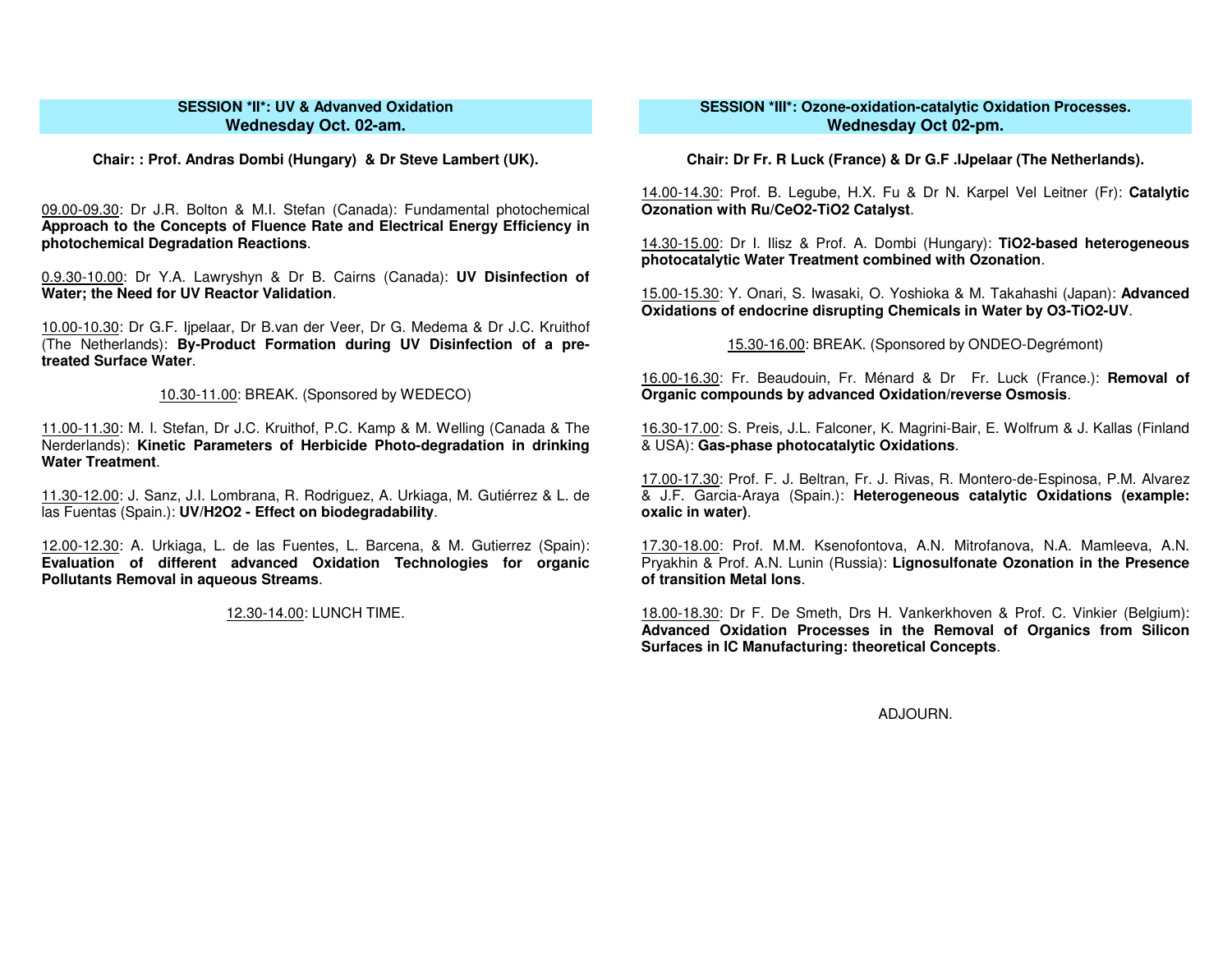## SESSION *II*: UV & Advanved Oxidation
## Wednesday Oct. 02-am.

**Chair: : Prof. Andras Dombi (Hungary) & Dr Steve Lambert (UK).**

09.00-09.30: Dr J.R. Bolton & M.I. Stefan (Canada): Fundamental photochemical **Approach to the Concepts of Fluence Rate and Electrical Energy Efficiency in photochemical Degradation Reactions**.

0.9.30-10.00: Dr Y.A. Lawryshyn & Dr B. Cairns (Canada): **UV Disinfection of Water; the Need for UV Reactor Validation**.

10.00-10.30: Dr G.F. Ijpelaar, Dr B.van der Veer, Dr G. Medema & Dr J.C. Kruithof (The Netherlands): **By-Product Formation during UV Disinfection of a pre-treated Surface Water**.

10.30-11.00: BREAK. (Sponsored by WEDECO)

11.00-11.30: M. I. Stefan, Dr J.C. Kruithof, P.C. Kamp & M. Welling (Canada & The Nerderlands): **Kinetic Parameters of Herbicide Photo-degradation in drinking Water Treatment**.

11.30-12.00: J. Sanz, J.I. Lombrana, R. Rodriguez, A. Urkiaga, M. Gutiérrez & L. de las Fuentas (Spain.): **UV/H2O2 - Effect on biodegradability**.

12.00-12.30: A. Urkiaga, L. de las Fuentes, L. Barcena, & M. Gutierrez (Spain): **Evaluation of different advanced Oxidation Technologies for organic Pollutants Removal in aqueous Streams**.

12.30-14.00: LUNCH TIME.

## SESSION *III*: Ozone-oxidation-catalytic Oxidation Processes.
## Wednesday Oct 02-pm.

**Chair: Dr Fr. R Luck (France) & Dr G.F .IJpelaar (The Netherlands).**

14.00-14.30: Prof. B. Legube, H.X. Fu & Dr N. Karpel Vel Leitner (Fr): **Catalytic Ozonation with Ru/CeO2-TiO2 Catalyst**.

14.30-15.00: Dr I. Ilisz & Prof. A. Dombi (Hungary): **TiO2-based heterogeneous photocatalytic Water Treatment combined with Ozonation**.

15.00-15.30: Y. Onari, S. Iwasaki, O. Yoshioka & M. Takahashi (Japan): **Advanced Oxidations of endocrine disrupting Chemicals in Water by O3-TiO2-UV**.

15.30-16.00: BREAK. (Sponsored by ONDEO-Degrémont)

16.00-16.30: Fr. Beaudouin, Fr. Ménard & Dr Fr. Luck (France.): **Removal of Organic compounds by advanced Oxidation/reverse Osmosis**.

16.30-17.00: S. Preis, J.L. Falconer, K. Magrini-Bair, E. Wolfrum & J. Kallas (Finland & USA): **Gas-phase photocatalytic Oxidations**.

17.00-17.30: Prof. F. J. Beltran, Fr. J. Rivas, R. Montero-de-Espinosa, P.M. Alvarez & J.F. Garcia-Araya (Spain.): **Heterogeneous catalytic Oxidations (example: oxalic in water)**.

17.30-18.00: Prof. M.M. Ksenofontova, A.N. Mitrofanova, N.A. Mamleeva, A.N. Pryakhin & Prof. A.N. Lunin (Russia): **Lignosulfonate Ozonation in the Presence of transition Metal Ions**.

18.00-18.30: Dr F. De Smeth, Drs H. Vankerkhoven & Prof. C. Vinkier (Belgium): **Advanced Oxidation Processes in the Removal of Organics from Silicon Surfaces in IC Manufacturing: theoretical Concepts**.

ADJOURN.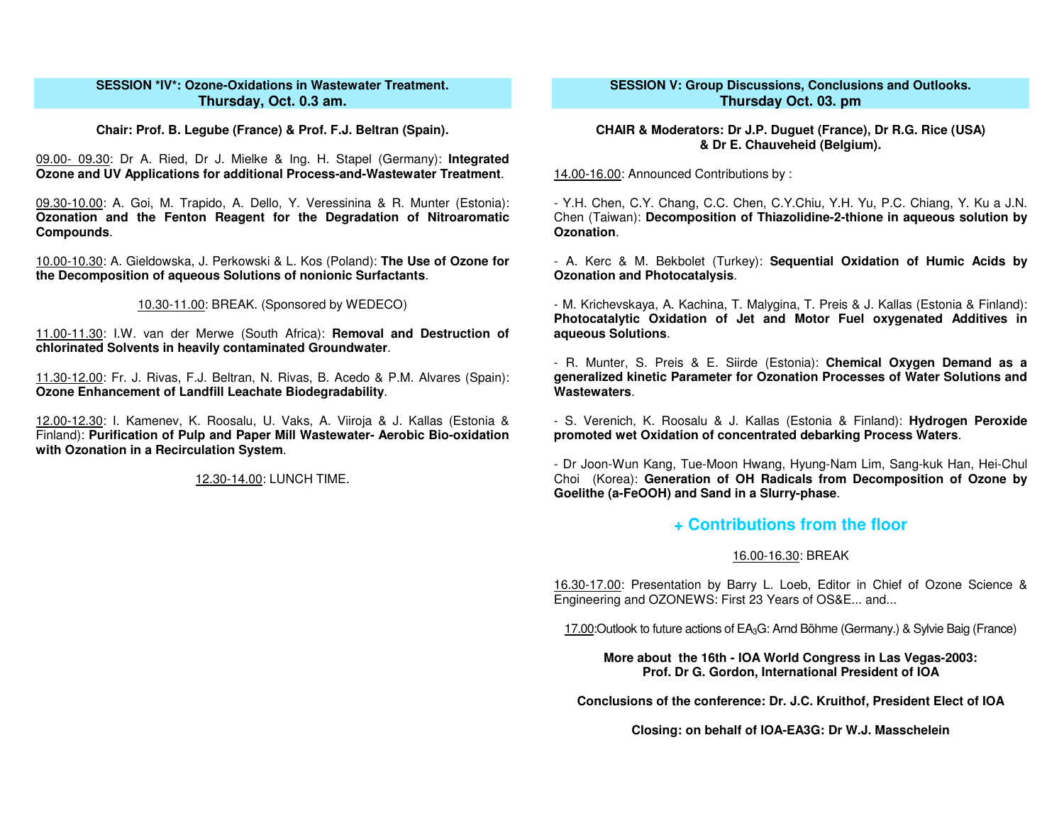## SESSION *IV*: Ozone-Oxidations in Wastewater Treatment.
## Thursday, Oct. 0.3 am.

**Chair: Prof. B. Legube (France) & Prof. F.J. Beltran (Spain).**

09.00- 09.30: Dr A. Ried, Dr J. Mielke & Ing. H. Stapel (Germany): **Integrated Ozone and UV Applications for additional Process-and-Wastewater Treatment**.

09.30-10.00: A. Goi, M. Trapido, A. Dello, Y. Veressinina & R. Munter (Estonia): **Ozonation and the Fenton Reagent for the Degradation of Nitroaromatic Compounds**.

10.00-10.30: A. Gieldowska, J. Perkowski & L. Kos (Poland): **The Use of Ozone for the Decomposition of aqueous Solutions of nonionic Surfactants**.

10.30-11.00: BREAK. (Sponsored by WEDECO)

11.00-11.30: I.W. van der Merwe (South Africa): **Removal and Destruction of chlorinated Solvents in heavily contaminated Groundwater**.

11.30-12.00: Fr. J. Rivas, F.J. Beltran, N. Rivas, B. Acedo & P.M. Alvares (Spain): **Ozone Enhancement of Landfill Leachate Biodegradability**.

12.00-12.30: I. Kamenev, K. Roosalu, U. Vaks, A. Viiroja & J. Kallas (Estonia & Finland): **Purification of Pulp and Paper Mill Wastewater- Aerobic Bio-oxidation with Ozonation in a Recirculation System**.

12.30-14.00: LUNCH TIME.

## SESSION V: Group Discussions, Conclusions and Outlooks.
## Thursday Oct. 03. pm

**CHAIR & Moderators: Dr J.P. Duguet (France), Dr R.G. Rice (USA) & Dr E. Chauveheid (Belgium).**

14.00-16.00: Announced Contributions by :

- Y.H. Chen, C.Y. Chang, C.C. Chen, C.Y.Chiu, Y.H. Yu, P.C. Chiang, Y. Ku a J.N. Chen (Taiwan): **Decomposition of Thiazolidine-2-thione in aqueous solution by Ozonation**.

- A. Kerc & M. Bekbolet (Turkey): **Sequential Oxidation of Humic Acids by Ozonation and Photocatalysis**.

- M. Krichevskaya, A. Kachina, T. Malygina, T. Preis & J. Kallas (Estonia & Finland): **Photocatalytic Oxidation of Jet and Motor Fuel oxygenated Additives in aqueous Solutions**.

- R. Munter, S. Preis & E. Siirde (Estonia): **Chemical Oxygen Demand as a generalized kinetic Parameter for Ozonation Processes of Water Solutions and Wastewaters**.

- S. Verenich, K. Roosalu & J. Kallas (Estonia & Finland): **Hydrogen Peroxide promoted wet Oxidation of concentrated debarking Process Waters**.

- Dr Joon-Wun Kang, Tue-Moon Hwang, Hyung-Nam Lim, Sang-kuk Han, Hei-Chul Choi (Korea): **Generation of OH Radicals from Decomposition of Ozone by Goelithe (a-FeOOH) and Sand in a Slurry-phase**.

### + Contributions from the floor

16.00-16.30: BREAK

16.30-17.00: Presentation by Barry L. Loeb, Editor in Chief of Ozone Science & Engineering and OZONEWS: First 23 Years of OS&E... and...

17.00:Outlook to future actions of $EA_3G$: Arnd Böhme (Germany.) & Sylvie Baig (France)

**More about the 16th - IOA World Congress in Las Vegas-2003: Prof. Dr G. Gordon, International President of IOA**

**Conclusions of the conference: Dr. J.C. Kruithof, President Elect of IOA**

**Closing: on behalf of IOA-EA3G: Dr W.J. Masschelein**